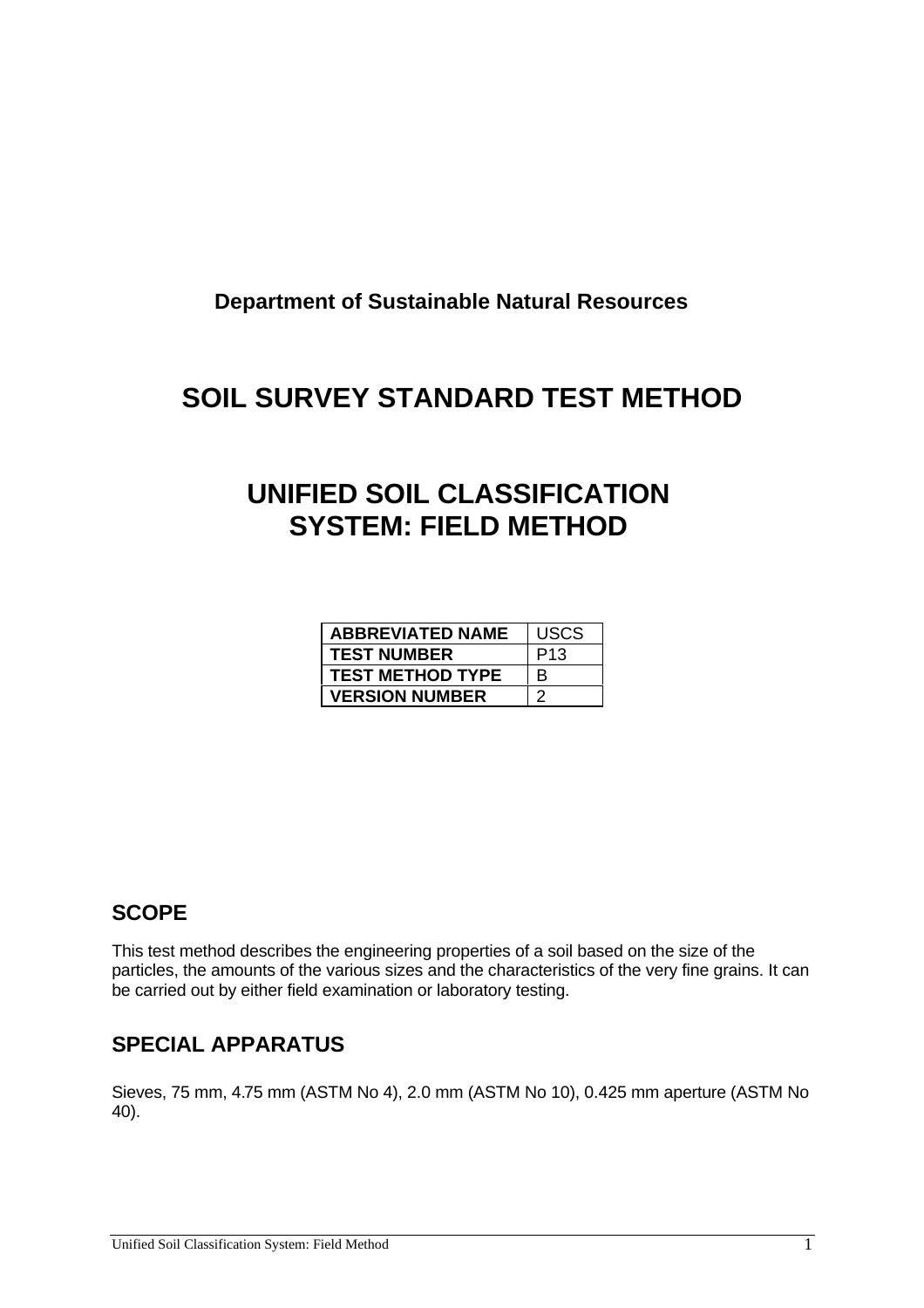**Department of Sustainable Natural Resources**

# SOIL SURVEY STANDARD TEST METHOD

# UNIFIED SOIL CLASSIFICATION SYSTEM: FIELD METHOD

| | |
|---|---|
| **ABBREVIATED NAME** | USCS |
| **TEST NUMBER** | P13 |
| **TEST METHOD TYPE** | B |
| **VERSION NUMBER** | 2 |

## SCOPE

This test method describes the engineering properties of a soil based on the size of the particles, the amounts of the various sizes and the characteristics of the very fine grains. It can be carried out by either field examination or laboratory testing.

## SPECIAL APPARATUS

Sieves, 75 mm, 4.75 mm (ASTM No 4), 2.0 mm (ASTM No 10), 0.425 mm aperture (ASTM No 40).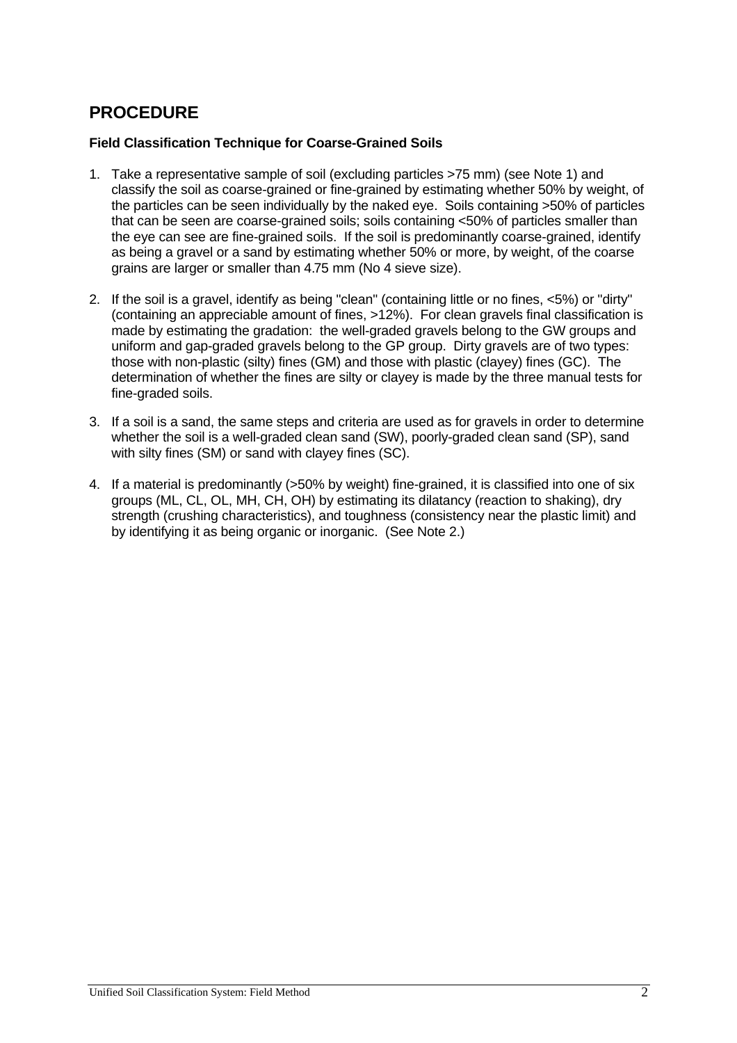## PROCEDURE

**Field Classification Technique for Coarse-Grained Soils**

1. Take a representative sample of soil (excluding particles >75 mm) (see Note 1) and classify the soil as coarse-grained or fine-grained by estimating whether 50% by weight, of the particles can be seen individually by the naked eye. Soils containing >50% of particles that can be seen are coarse-grained soils; soils containing <50% of particles smaller than the eye can see are fine-grained soils. If the soil is predominantly coarse-grained, identify as being a gravel or a sand by estimating whether 50% or more, by weight, of the coarse grains are larger or smaller than 4.75 mm (No 4 sieve size).

2. If the soil is a gravel, identify as being "clean" (containing little or no fines, <5%) or "dirty" (containing an appreciable amount of fines, >12%). For clean gravels final classification is made by estimating the gradation: the well-graded gravels belong to the GW groups and uniform and gap-graded gravels belong to the GP group. Dirty gravels are of two types: those with non-plastic (silty) fines (GM) and those with plastic (clayey) fines (GC). The determination of whether the fines are silty or clayey is made by the three manual tests for fine-graded soils.

3. If a soil is a sand, the same steps and criteria are used as for gravels in order to determine whether the soil is a well-graded clean sand (SW), poorly-graded clean sand (SP), sand with silty fines (SM) or sand with clayey fines (SC).

4. If a material is predominantly (>50% by weight) fine-grained, it is classified into one of six groups (ML, CL, OL, MH, CH, OH) by estimating its dilatancy (reaction to shaking), dry strength (crushing characteristics), and toughness (consistency near the plastic limit) and by identifying it as being organic or inorganic. (See Note 2.)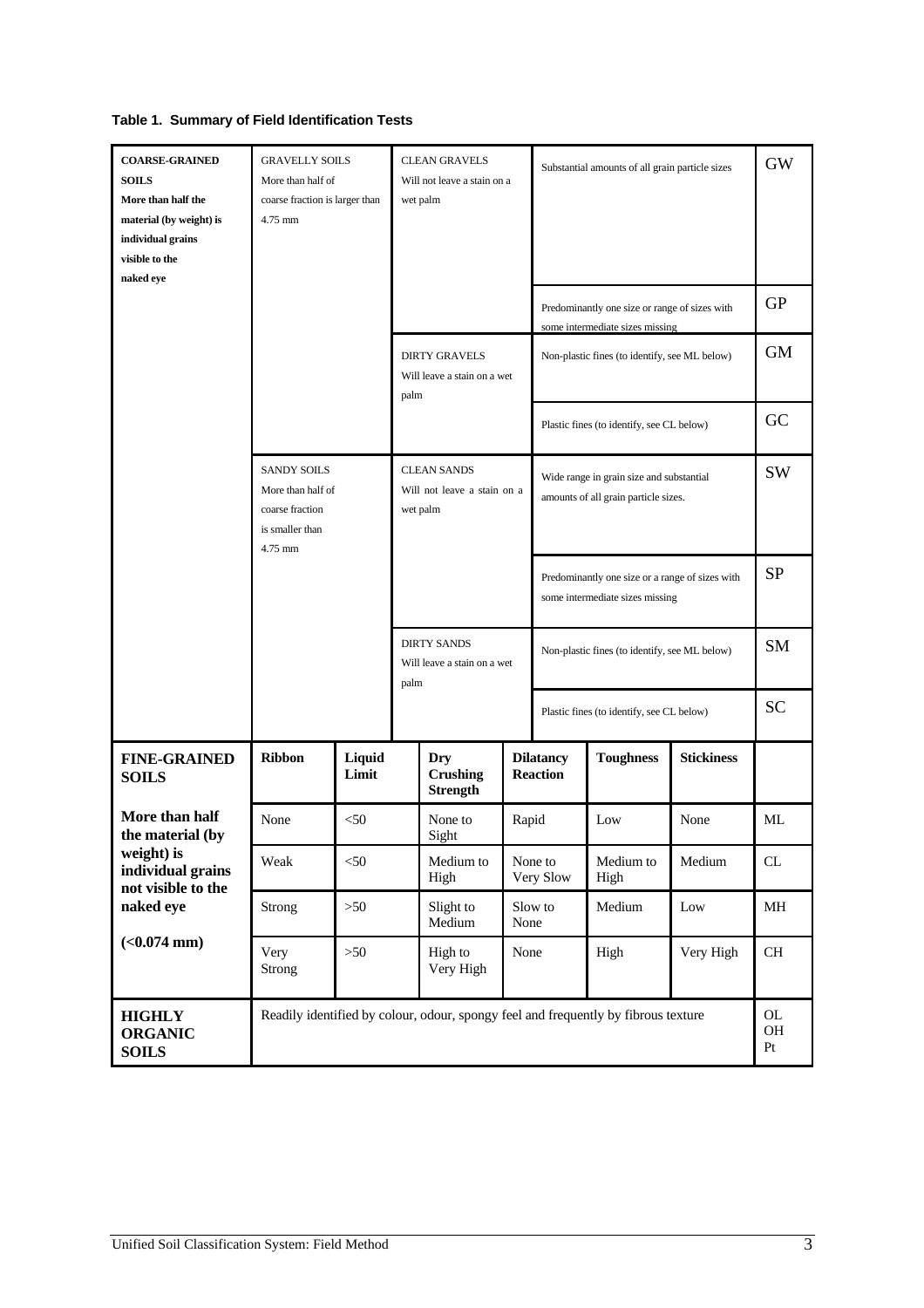**Table 1. Summary of Field Identification Tests**

| | | | | | | | |
|---|---|---|---|---|---|---|---|
| **COARSE-GRAINED SOILS** More than half the material (by weight) is individual grains visible to the naked eye | GRAVELLY SOILS More than half of coarse fraction is larger than 4.75 mm | | CLEAN GRAVELS Will not leave a stain on a wet palm | Substantial amounts of all grain particle sizes | | | GW |
| | | | | Predominantly one size or range of sizes with some intermediate sizes missing | | | GP |
| | | | DIRTY GRAVELS Will leave a stain on a wet palm | Non-plastic fines (to identify, see ML below) | | | GM |
| | | | | Plastic fines (to identify, see CL below) | | | GC |
| | SANDY SOILS More than half of coarse fraction is smaller than 4.75 mm | | CLEAN SANDS Will not leave a stain on a wet palm | Wide range in grain size and substantial amounts of all grain particle sizes. | | | SW |
| | | | | Predominantly one size or a range of sizes with some intermediate sizes missing | | | SP |
| | | | DIRTY SANDS Will leave a stain on a wet palm | Non-plastic fines (to identify, see ML below) | | | SM |
| | | | | Plastic fines (to identify, see CL below) | | | SC |
| **FINE-GRAINED SOILS** | **Ribbon** | **Liquid Limit** | **Dry Crushing Strength** | **Dilatancy Reaction** | **Toughness** | **Stickiness** | |
| **More than half the material (by weight) is individual grains not visible to the naked eye (<0.074 mm)** | None | <50 | None to Sight | Rapid | Low | None | ML |
| | Weak | <50 | Medium to High | None to Very Slow | Medium to High | Medium | CL |
| | Strong | >50 | Slight to Medium | Slow to None | Medium | Low | MH |
| | Very Strong | >50 | High to Very High | None | High | Very High | CH |
| **HIGHLY ORGANIC SOILS** | Readily identified by colour, odour, spongy feel and frequently by fibrous texture | | | | | | OL OH Pt |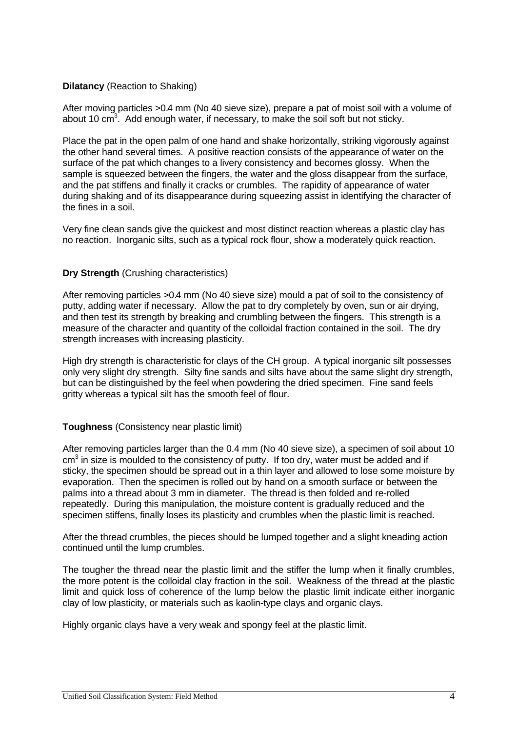**Dilatancy** (Reaction to Shaking)

After moving particles >0.4 mm (No 40 sieve size), prepare a pat of moist soil with a volume of about 10 $cm^3$. Add enough water, if necessary, to make the soil soft but not sticky.

Place the pat in the open palm of one hand and shake horizontally, striking vigorously against the other hand several times. A positive reaction consists of the appearance of water on the surface of the pat which changes to a livery consistency and becomes glossy. When the sample is squeezed between the fingers, the water and the gloss disappear from the surface, and the pat stiffens and finally it cracks or crumbles. The rapidity of appearance of water during shaking and of its disappearance during squeezing assist in identifying the character of the fines in a soil.

Very fine clean sands give the quickest and most distinct reaction whereas a plastic clay has no reaction. Inorganic silts, such as a typical rock flour, show a moderately quick reaction.

**Dry Strength** (Crushing characteristics)

After removing particles >0.4 mm (No 40 sieve size) mould a pat of soil to the consistency of putty, adding water if necessary. Allow the pat to dry completely by oven, sun or air drying, and then test its strength by breaking and crumbling between the fingers. This strength is a measure of the character and quantity of the colloidal fraction contained in the soil. The dry strength increases with increasing plasticity.

High dry strength is characteristic for clays of the CH group. A typical inorganic silt possesses only very slight dry strength. Silty fine sands and silts have about the same slight dry strength, but can be distinguished by the feel when powdering the dried specimen. Fine sand feels gritty whereas a typical silt has the smooth feel of flour.

**Toughness** (Consistency near plastic limit)

After removing particles larger than the 0.4 mm (No 40 sieve size), a specimen of soil about 10 $cm^3$ in size is moulded to the consistency of putty. If too dry, water must be added and if sticky, the specimen should be spread out in a thin layer and allowed to lose some moisture by evaporation. Then the specimen is rolled out by hand on a smooth surface or between the palms into a thread about 3 mm in diameter. The thread is then folded and re-rolled repeatedly. During this manipulation, the moisture content is gradually reduced and the specimen stiffens, finally loses its plasticity and crumbles when the plastic limit is reached.

After the thread crumbles, the pieces should be lumped together and a slight kneading action continued until the lump crumbles.

The tougher the thread near the plastic limit and the stiffer the lump when it finally crumbles, the more potent is the colloidal clay fraction in the soil. Weakness of the thread at the plastic limit and quick loss of coherence of the lump below the plastic limit indicate either inorganic clay of low plasticity, or materials such as kaolin-type clays and organic clays.

Highly organic clays have a very weak and spongy feel at the plastic limit.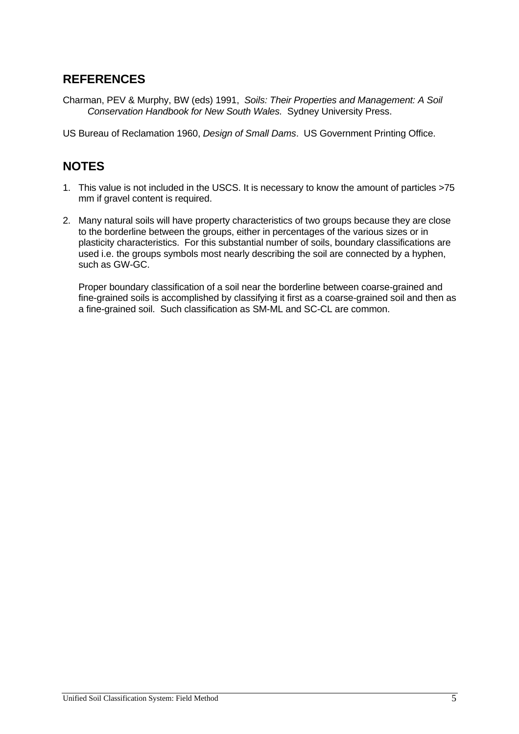## REFERENCES

Charman, PEV & Murphy, BW (eds) 1991, *Soils: Their Properties and Management: A Soil Conservation Handbook for New South Wales.* Sydney University Press.

US Bureau of Reclamation 1960, *Design of Small Dams*. US Government Printing Office.

## NOTES

1. This value is not included in the USCS. It is necessary to know the amount of particles >75 mm if gravel content is required.

2. Many natural soils will have property characteristics of two groups because they are close to the borderline between the groups, either in percentages of the various sizes or in plasticity characteristics. For this substantial number of soils, boundary classifications are used i.e. the groups symbols most nearly describing the soil are connected by a hyphen, such as GW-GC.

   Proper boundary classification of a soil near the borderline between coarse-grained and fine-grained soils is accomplished by classifying it first as a coarse-grained soil and then as a fine-grained soil. Such classification as SM-ML and SC-CL are common.